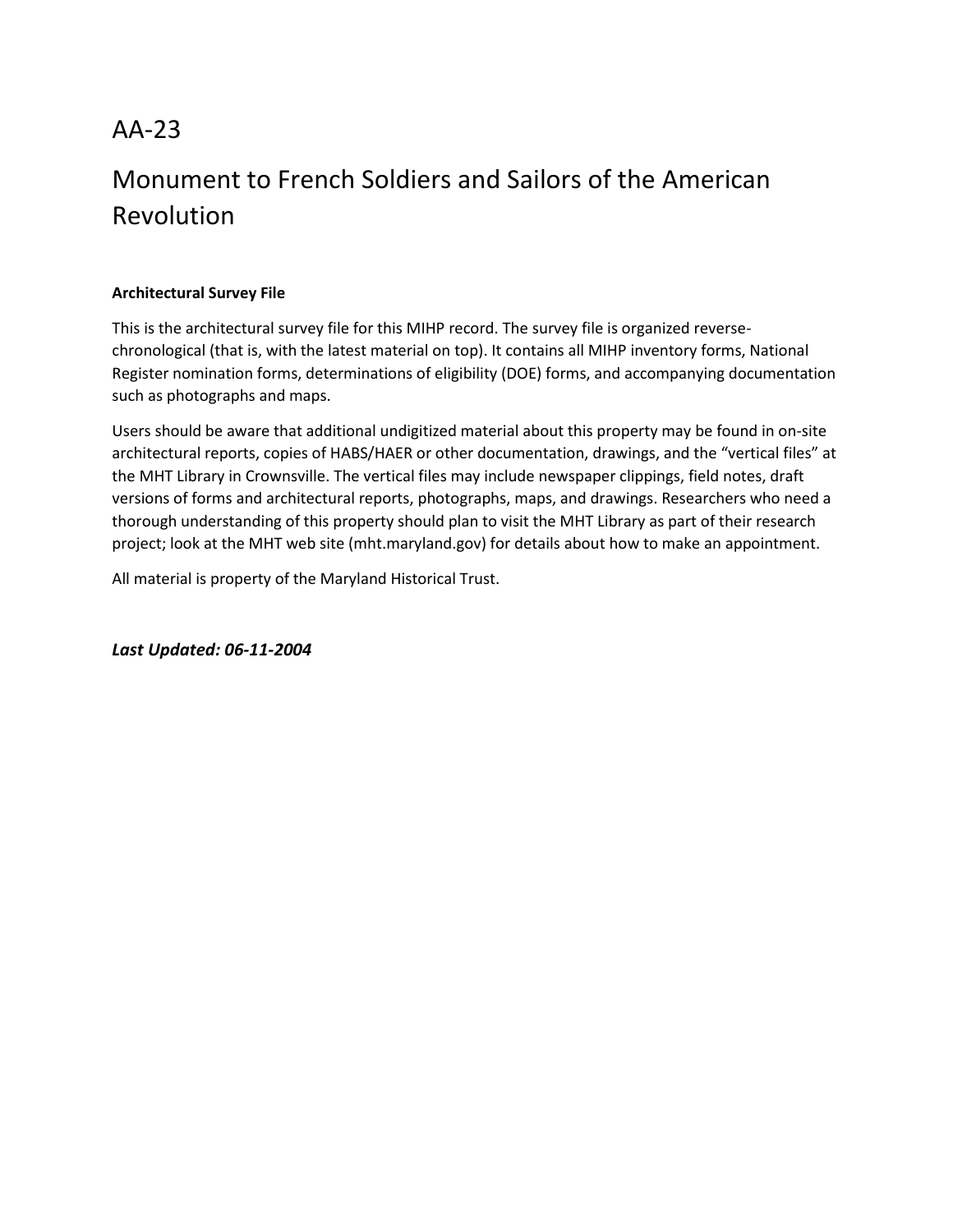# AA-23

# Monument to French Soldiers and Sailors of the American Revolution

**Architectural Survey File**

This is the architectural survey file for this MIHP record. The survey file is organized reverse-chronological (that is, with the latest material on top). It contains all MIHP inventory forms, National Register nomination forms, determinations of eligibility (DOE) forms, and accompanying documentation such as photographs and maps.

Users should be aware that additional undigitized material about this property may be found in on-site architectural reports, copies of HABS/HAER or other documentation, drawings, and the "vertical files" at the MHT Library in Crownsville. The vertical files may include newspaper clippings, field notes, draft versions of forms and architectural reports, photographs, maps, and drawings. Researchers who need a thorough understanding of this property should plan to visit the MHT Library as part of their research project; look at the MHT web site (mht.maryland.gov) for details about how to make an appointment.

All material is property of the Maryland Historical Trust.

***Last Updated: 06-11-2004***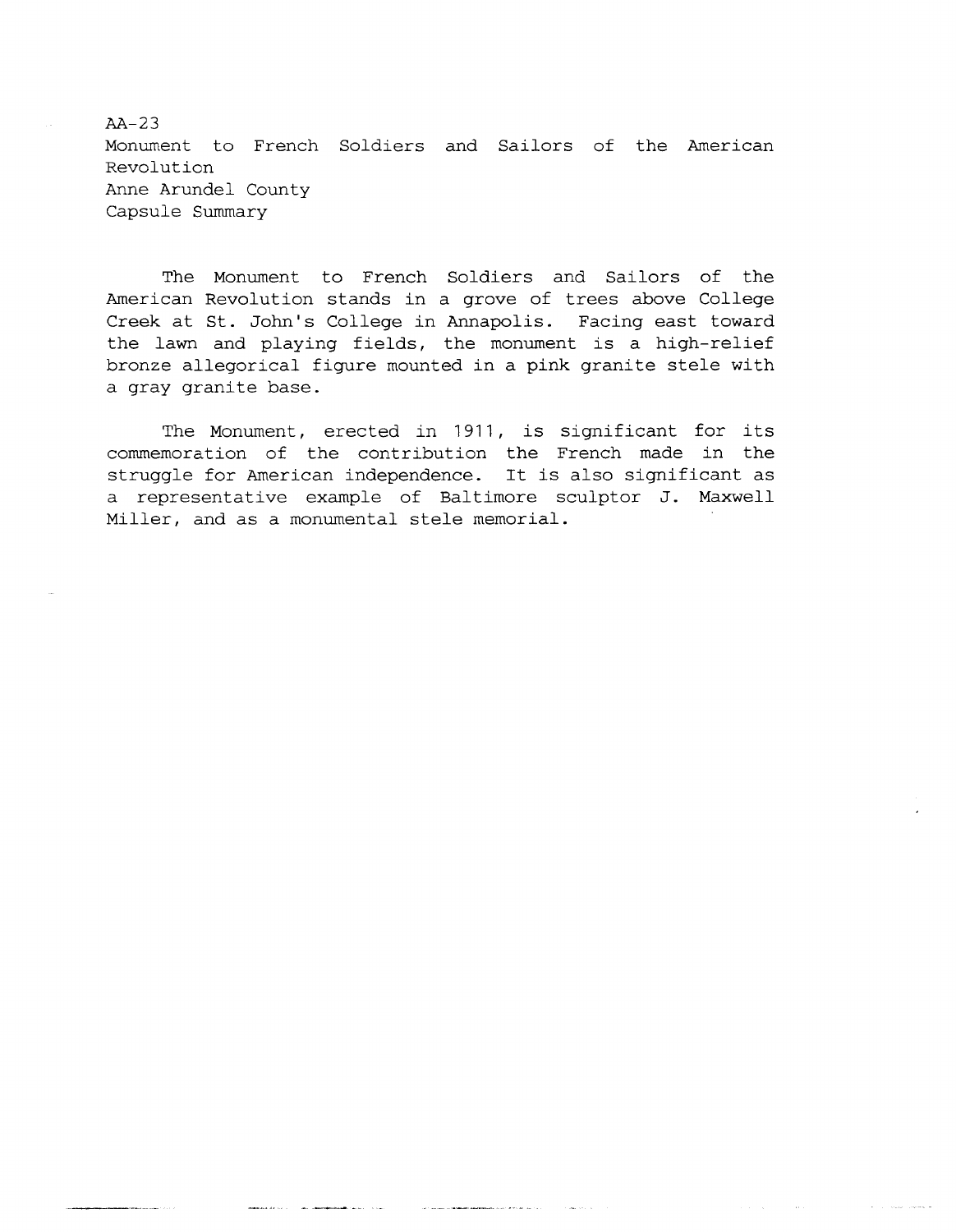AA-23
Monument to French Soldiers and Sailors of the American Revolution
Anne Arundel County
Capsule Summary

The Monument to French Soldiers and Sailors of the American Revolution stands in a grove of trees above College Creek at St. John's College in Annapolis. Facing east toward the lawn and playing fields, the monument is a high-relief bronze allegorical figure mounted in a pink granite stele with a gray granite base.

The Monument, erected in 1911, is significant for its commemoration of the contribution the French made in the struggle for American independence. It is also significant as a representative example of Baltimore sculptor J. Maxwell Miller, and as a monumental stele memorial.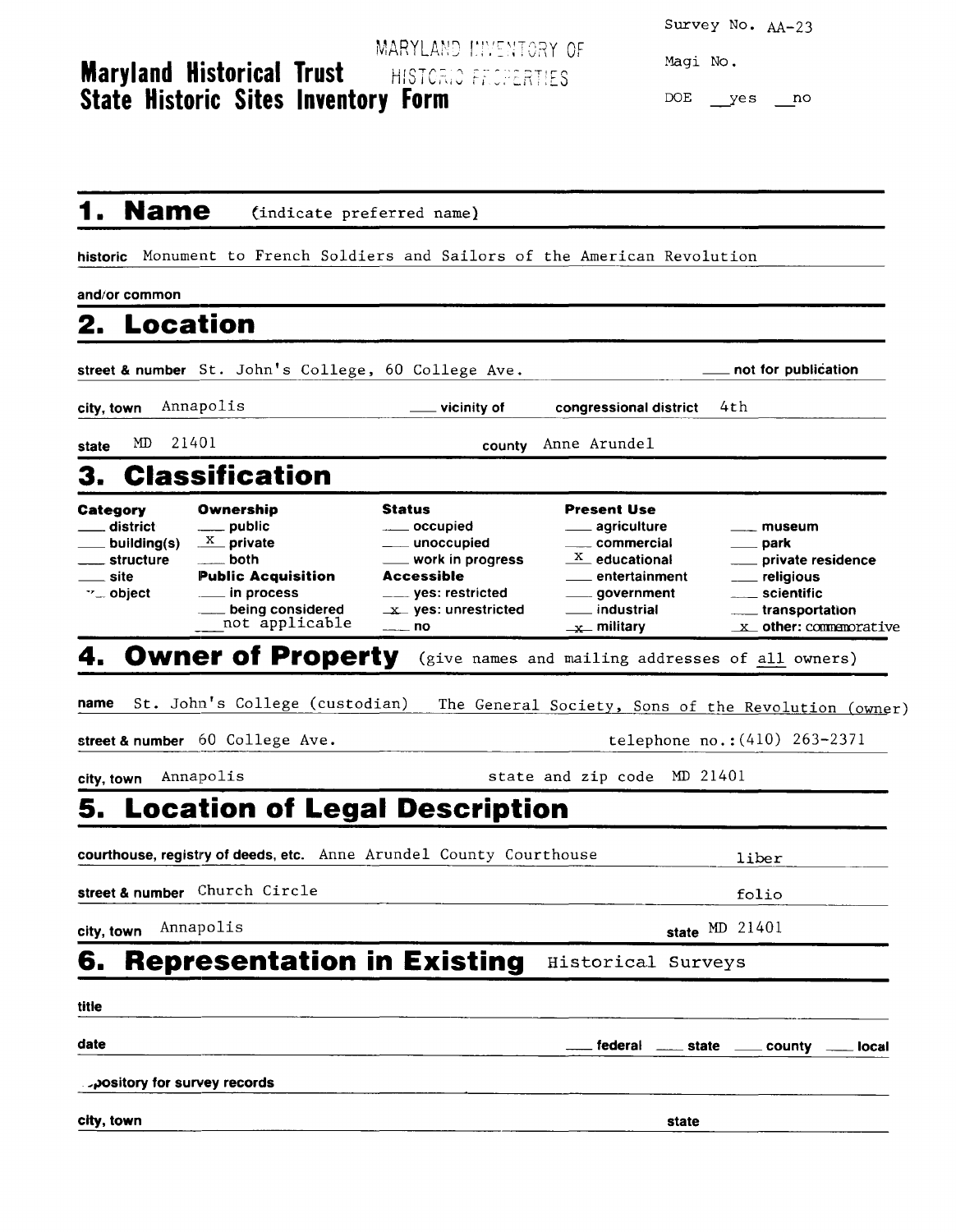Survey No. AA-23

Magi No.

DOE __yes __no

MARYLAND INVENTORY OF HISTORIC PROPERTIES

# Maryland Historical Trust State Historic Sites Inventory Form

## 1. Name (indicate preferred name)

**historic** Monument to French Soldiers and Sailors of the American Revolution

**and/or common**

## 2. Location

**street & number** St. John's College, 60 College Ave. ___ not for publication

**city, town** Annapolis ___ vicinity of **congressional district** 4th

**state** MD 21401 **county** Anne Arundel

## 3. Classification

| Category | Ownership | Status | Present Use | |
|---|---|---|---|---|
| ___ district | ___ public | ___ occupied | ___ agriculture | ___ museum |
| ___ building(s) | X private | ___ unoccupied | ___ commercial | ___ park |
| ___ structure | ___ both | ___ work in progress | X educational | ___ private residence |
| ___ site | **Public Acquisition** | **Accessible** | ___ entertainment | ___ religious |
| x object | ___ in process | ___ yes: restricted | ___ government | ___ scientific |
| | ___ being considered | x yes: unrestricted | ___ industrial | ___ transportation |
| | ___ not applicable | ___ no | x military | x other: commemorative |

## 4. Owner of Property (give names and mailing addresses of all owners)

**name** St. John's College (custodian) The General Society, Sons of the Revolution (owner)

**street & number** 60 College Ave. telephone no.:(410) 263-2371

**city, town** Annapolis state and zip code MD 21401

## 5. Location of Legal Description

**courthouse, registry of deeds, etc.** Anne Arundel County Courthouse liber

**street & number** Church Circle folio

**city, town** Annapolis **state** MD 21401

## 6. Representation in Existing Historical Surveys

**title**

**date** ___ federal ___ state ___ county ___ local

**depository for survey records**

**city, town** **state**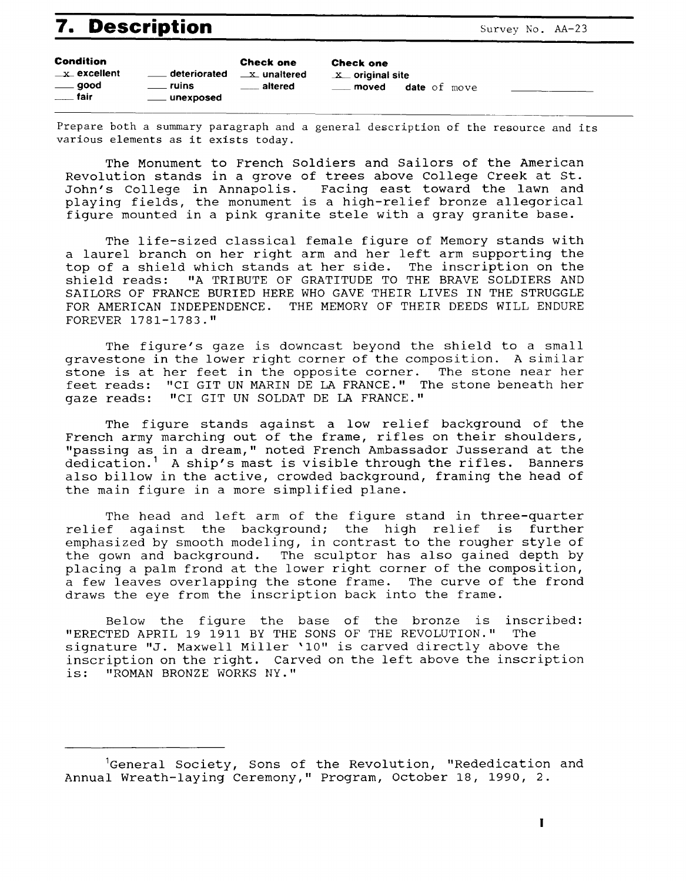# 7. Description

Survey No. AA-23

| Condition | | Check one | Check one |
|---|---|---|---|
| x excellent | ___ deteriorated | x unaltered | x original site |
| ___ good | ___ ruins | ___ altered | ___ moved date of move ________ |
| ___ fair | ___ unexposed | | |

Prepare both a summary paragraph and a general description of the resource and its various elements as it exists today.

The Monument to French Soldiers and Sailors of the American Revolution stands in a grove of trees above College Creek at St. John's College in Annapolis. Facing east toward the lawn and playing fields, the monument is a high-relief bronze allegorical figure mounted in a pink granite stele with a gray granite base.

The life-sized classical female figure of Memory stands with a laurel branch on her right arm and her left arm supporting the top of a shield which stands at her side. The inscription on the shield reads: "A TRIBUTE OF GRATITUDE TO THE BRAVE SOLDIERS AND SAILORS OF FRANCE BURIED HERE WHO GAVE THEIR LIVES IN THE STRUGGLE FOR AMERICAN INDEPENDENCE. THE MEMORY OF THEIR DEEDS WILL ENDURE FOREVER 1781-1783."

The figure's gaze is downcast beyond the shield to a small gravestone in the lower right corner of the composition. A similar stone is at her feet in the opposite corner. The stone near her feet reads: "CI GIT UN MARIN DE LA FRANCE." The stone beneath her gaze reads: "CI GIT UN SOLDAT DE LA FRANCE."

The figure stands against a low relief background of the French army marching out of the frame, rifles on their shoulders, "passing as in a dream," noted French Ambassador Jusserand at the dedication.[1] A ship's mast is visible through the rifles. Banners also billow in the active, crowded background, framing the head of the main figure in a more simplified plane.

The head and left arm of the figure stand in three-quarter relief against the background; the high relief is further emphasized by smooth modeling, in contrast to the rougher style of the gown and background. The sculptor has also gained depth by placing a palm frond at the lower right corner of the composition, a few leaves overlapping the stone frame. The curve of the frond draws the eye from the inscription back into the frame.

Below the figure the base of the bronze is inscribed: "ERECTED APRIL 19 1911 BY THE SONS OF THE REVOLUTION." The signature "J. Maxwell Miller '10" is carved directly above the inscription on the right. Carved on the left above the inscription is: "ROMAN BRONZE WORKS NY."

---

[1] General Society, Sons of the Revolution, "Rededication and Annual Wreath-laying Ceremony," Program, October 18, 1990, 2.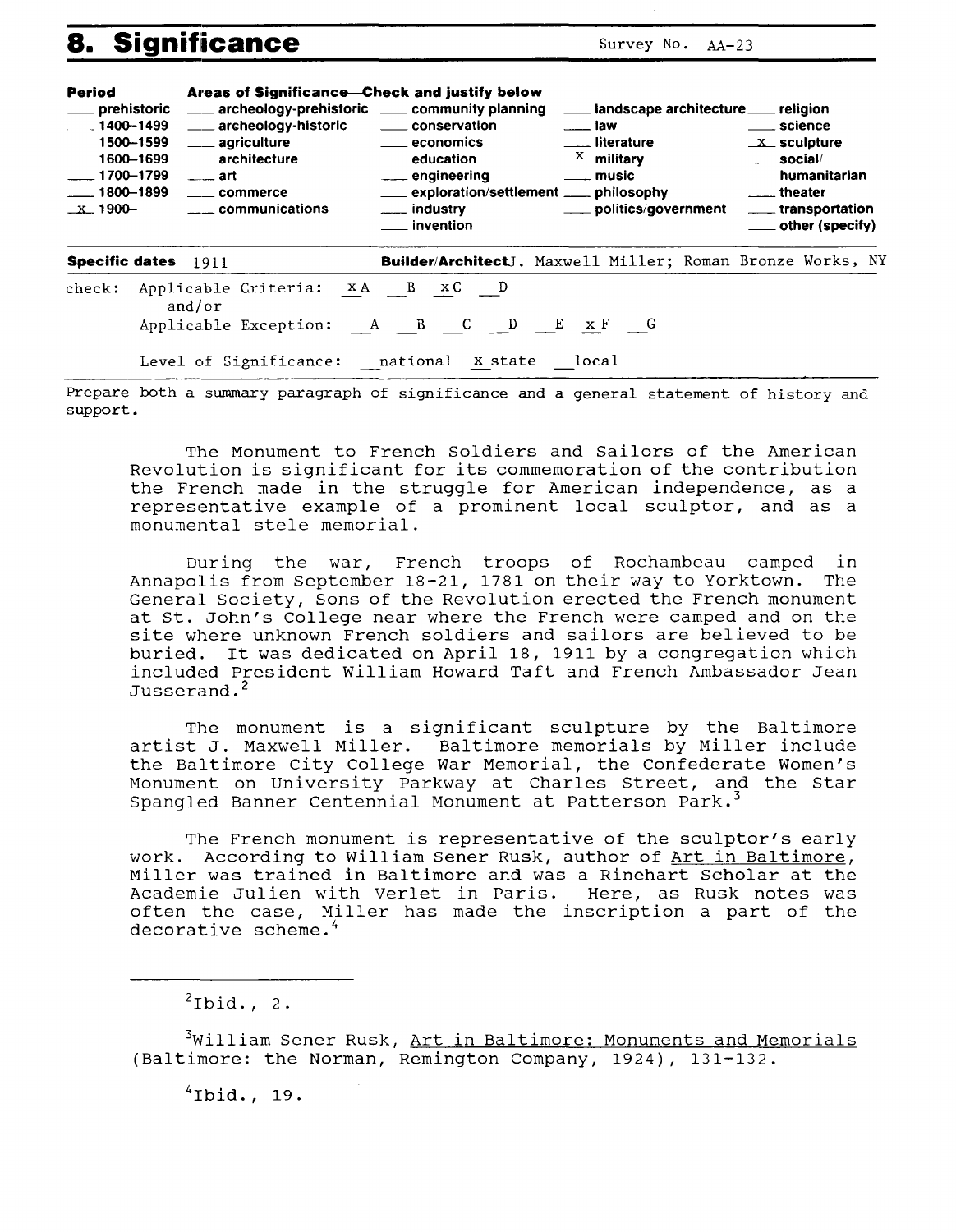## 8. Significance

Survey No. AA-23

| Period | Areas of Significance—Check and justify below | | | |
|---|---|---|---|---|
| ___ prehistoric | ___ archeology-prehistoric | ___ community planning | ___ landscape architecture | ___ religion |
| ___ 1400–1499 | ___ archeology-historic | ___ conservation | ___ law | ___ science |
| ___ 1500–1599 | ___ agriculture | ___ economics | ___ literature | _x_ sculpture |
| ___ 1600–1699 | ___ architecture | ___ education | _x_ military | ___ social/humanitarian |
| ___ 1700–1799 | ___ art | ___ engineering | ___ music | ___ theater |
| ___ 1800–1899 | ___ commerce | ___ exploration/settlement | ___ philosophy | ___ transportation |
| _x_ 1900– | ___ communications | ___ industry | ___ politics/government | ___ other (specify) |
| | | ___ invention | | |

**Specific dates** 1911 **Builder/Architect** J. Maxwell Miller; Roman Bronze Works, NY

check: Applicable Criteria: _x_A ___B _x_C ___D
and/or
Applicable Exception: ___A ___B ___C ___D ___E _x_F ___G

Level of Significance: ___national _x_state ___local

Prepare both a summary paragraph of significance and a general statement of history and support.

The Monument to French Soldiers and Sailors of the American Revolution is significant for its commemoration of the contribution the French made in the struggle for American independence, as a representative example of a prominent local sculptor, and as a monumental stele memorial.

During the war, French troops of Rochambeau camped in Annapolis from September 18-21, 1781 on their way to Yorktown. The General Society, Sons of the Revolution erected the French monument at St. John's College near where the French were camped and on the site where unknown French soldiers and sailors are believed to be buried. It was dedicated on April 18, 1911 by a congregation which included President William Howard Taft and French Ambassador Jean Jusserand.[2]

The monument is a significant sculpture by the Baltimore artist J. Maxwell Miller. Baltimore memorials by Miller include the Baltimore City College War Memorial, the Confederate Women's Monument on University Parkway at Charles Street, and the Star Spangled Banner Centennial Monument at Patterson Park.[3]

The French monument is representative of the sculptor's early work. According to William Sener Rusk, author of Art in Baltimore, Miller was trained in Baltimore and was a Rinehart Scholar at the Academie Julien with Verlet in Paris. Here, as Rusk notes was often the case, Miller has made the inscription a part of the decorative scheme.[4]

---

[2] Ibid., 2.

[3] William Sener Rusk, Art in Baltimore: Monuments and Memorials (Baltimore: the Norman, Remington Company, 1924), 131-132.

[4] Ibid., 19.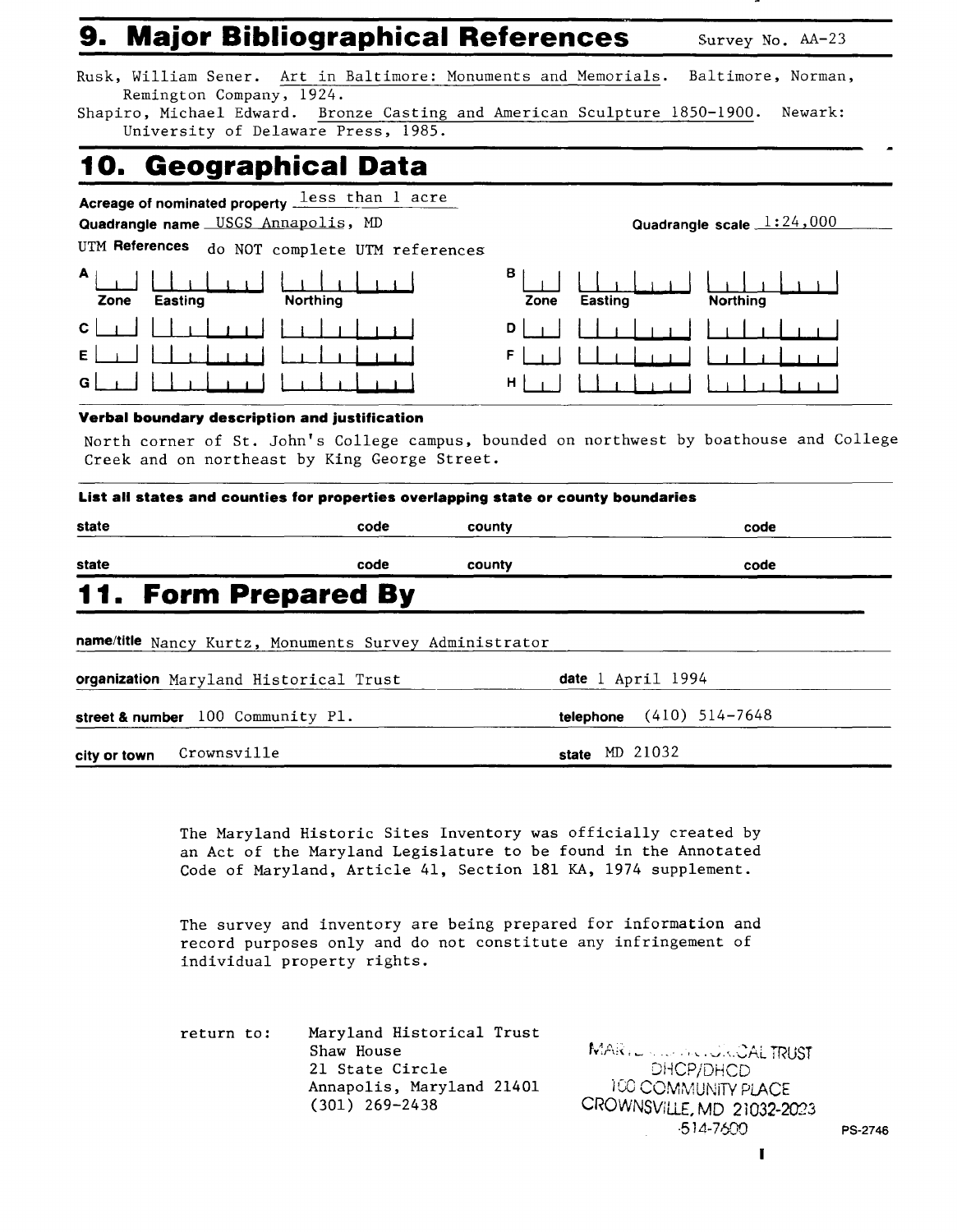## 9. Major Bibliographical References

Survey No. AA-23

Rusk, William Sener. Art in Baltimore: Monuments and Memorials. Baltimore, Norman, Remington Company, 1924.
Shapiro, Michael Edward. Bronze Casting and American Sculpture 1850-1900. Newark: University of Delaware Press, 1985.

## 10. Geographical Data

**Acreage of nominated property** less than 1 acre
**Quadrangle name** USGS Annapolis, MD **Quadrangle scale** 1:24,000
**UTM References** do NOT complete UTM references

| | Zone | Easting | Northing | | Zone | Easting | Northing |
|---|---|---|---|---|---|---|---|
| A | | | | B | | | |
| C | | | | D | | | |
| E | | | | F | | | |
| G | | | | H | | | |

**Verbal boundary description and justification**

North corner of St. John's College campus, bounded on northwest by boathouse and College Creek and on northeast by King George Street.

**List all states and counties for properties overlapping state or county boundaries**

| state | code | county | code |
|---|---|---|---|
| state | code | county | code |

## 11. Form Prepared By

**name/title** Nancy Kurtz, Monuments Survey Administrator
**organization** Maryland Historical Trust **date** 1 April 1994
**street & number** 100 Community Pl. **telephone** (410) 514-7648
**city or town** Crownsville **state** MD 21032

The Maryland Historic Sites Inventory was officially created by an Act of the Maryland Legislature to be found in the Annotated Code of Maryland, Article 41, Section 181 KA, 1974 supplement.

The survey and inventory are being prepared for information and record purposes only and do not constitute any infringement of individual property rights.

return to: Maryland Historical Trust
Shaw House
21 State Circle
Annapolis, Maryland 21401
(301) 269-2438

MARYLAND HISTORICAL TRUST
DHCP/DHCD
100 COMMUNITY PLACE
CROWNSVILLE, MD 21032-2023
514-7600

PS-2746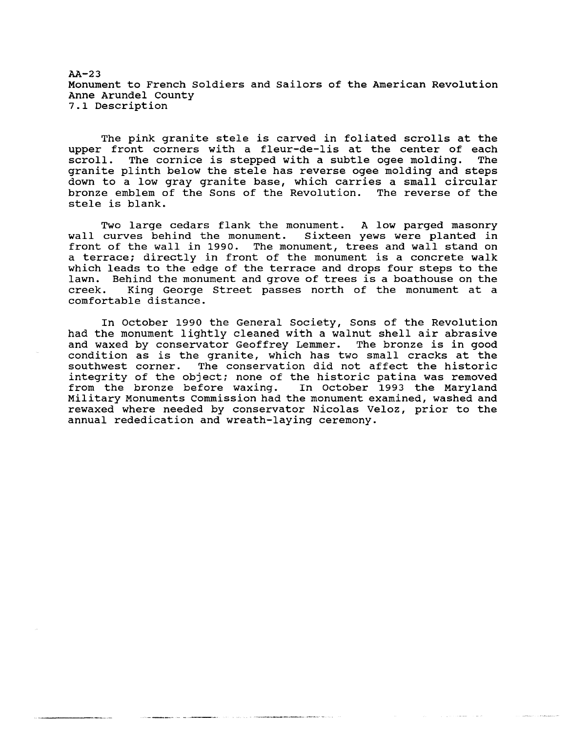AA-23
Monument to French Soldiers and Sailors of the American Revolution
Anne Arundel County
7.1 Description

The pink granite stele is carved in foliated scrolls at the upper front corners with a fleur-de-lis at the center of each scroll. The cornice is stepped with a subtle ogee molding. The granite plinth below the stele has reverse ogee molding and steps down to a low gray granite base, which carries a small circular bronze emblem of the Sons of the Revolution. The reverse of the stele is blank.

Two large cedars flank the monument. A low parged masonry wall curves behind the monument. Sixteen yews were planted in front of the wall in 1990. The monument, trees and wall stand on a terrace; directly in front of the monument is a concrete walk which leads to the edge of the terrace and drops four steps to the lawn. Behind the monument and grove of trees is a boathouse on the creek. King George Street passes north of the monument at a comfortable distance.

In October 1990 the General Society, Sons of the Revolution had the monument lightly cleaned with a walnut shell air abrasive and waxed by conservator Geoffrey Lemmer. The bronze is in good condition as is the granite, which has two small cracks at the southwest corner. The conservation did not affect the historic integrity of the object; none of the historic patina was removed from the bronze before waxing. In October 1993 the Maryland Military Monuments Commission had the monument examined, washed and rewaxed where needed by conservator Nicolas Veloz, prior to the annual rededication and wreath-laying ceremony.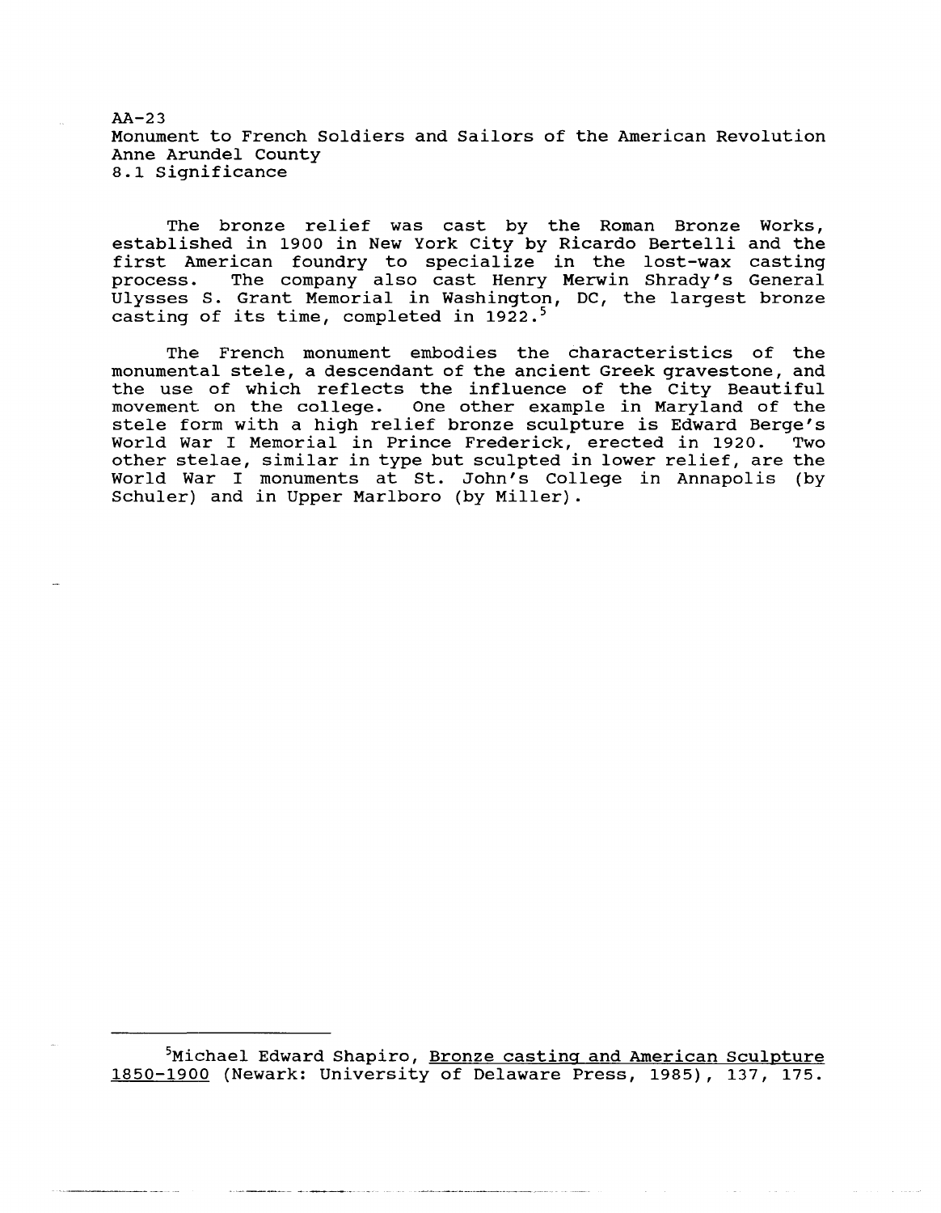AA-23
Monument to French Soldiers and Sailors of the American Revolution
Anne Arundel County
8.1 Significance

The bronze relief was cast by the Roman Bronze Works, established in 1900 in New York City by Ricardo Bertelli and the first American foundry to specialize in the lost-wax casting process. The company also cast Henry Merwin Shrady's General Ulysses S. Grant Memorial in Washington, DC, the largest bronze casting of its time, completed in 1922.[5]

The French monument embodies the characteristics of the monumental stele, a descendant of the ancient Greek gravestone, and the use of which reflects the influence of the City Beautiful movement on the college. One other example in Maryland of the stele form with a high relief bronze sculpture is Edward Berge's World War I Memorial in Prince Frederick, erected in 1920. Two other stelae, similar in type but sculpted in lower relief, are the World War I monuments at St. John's College in Annapolis (by Schuler) and in Upper Marlboro (by Miller).

---

[5]Michael Edward Shapiro, Bronze casting and American Sculpture 1850-1900 (Newark: University of Delaware Press, 1985), 137, 175.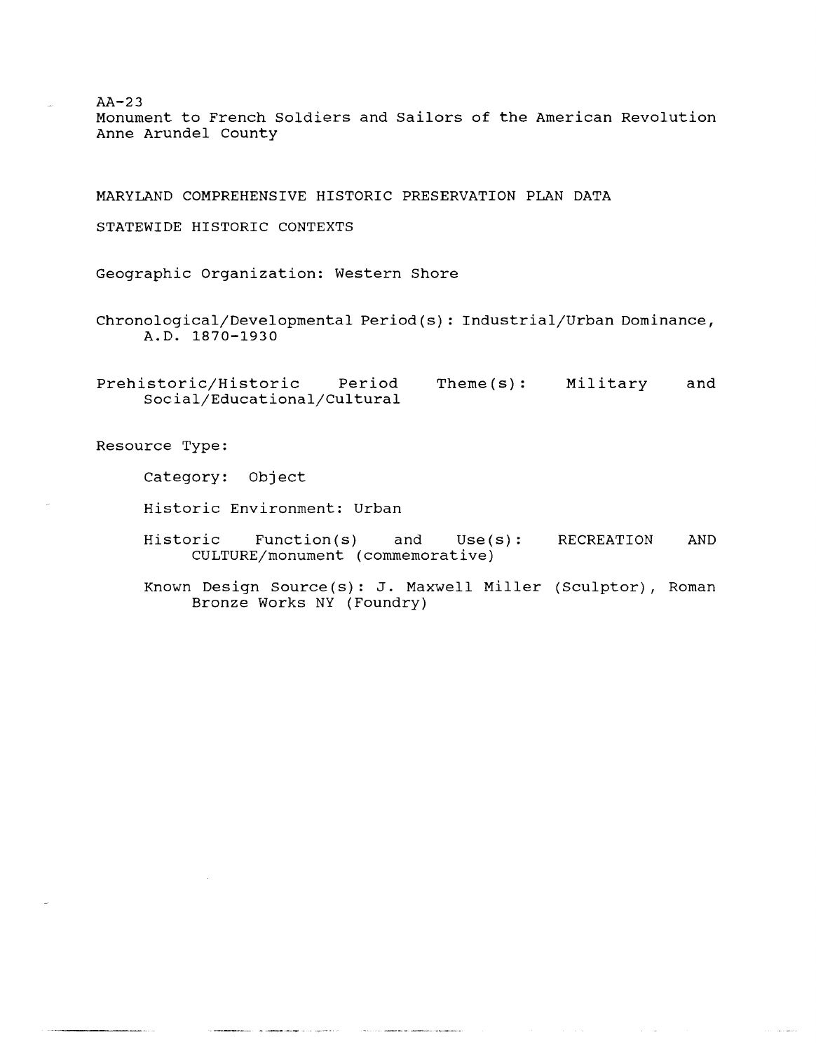AA-23
Monument to French Soldiers and Sailors of the American Revolution
Anne Arundel County

MARYLAND COMPREHENSIVE HISTORIC PRESERVATION PLAN DATA

STATEWIDE HISTORIC CONTEXTS

Geographic Organization: Western Shore

Chronological/Developmental Period(s): Industrial/Urban Dominance, A.D. 1870-1930

Prehistoric/Historic Period Theme(s): Military and Social/Educational/Cultural

Resource Type:

Category: Object

Historic Environment: Urban

Historic Function(s) and Use(s): RECREATION AND CULTURE/monument (commemorative)

Known Design Source(s): J. Maxwell Miller (Sculptor), Roman Bronze Works NY (Foundry)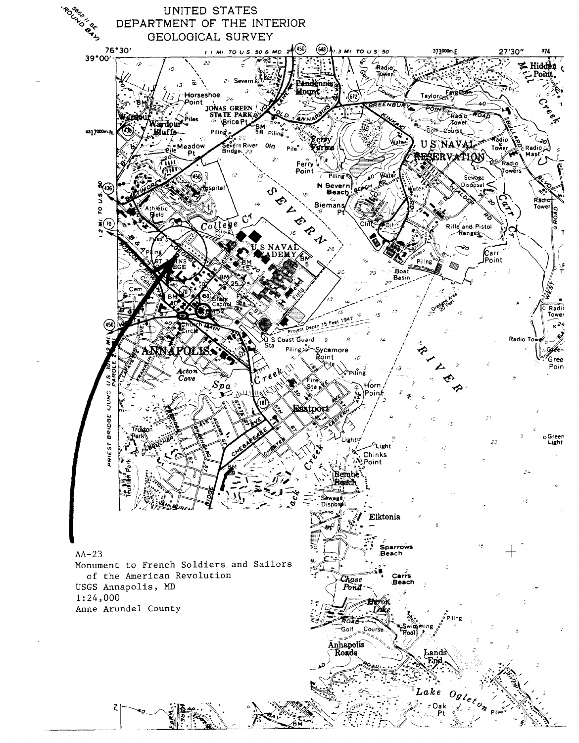UNITED STATES
DEPARTMENT OF THE INTERIOR
GEOLOGICAL SURVEY

AA-23
Monument to French Soldiers and Sailors
of the American Revolution
USGS Annapolis, MD
1:24,000
Anne Arundel County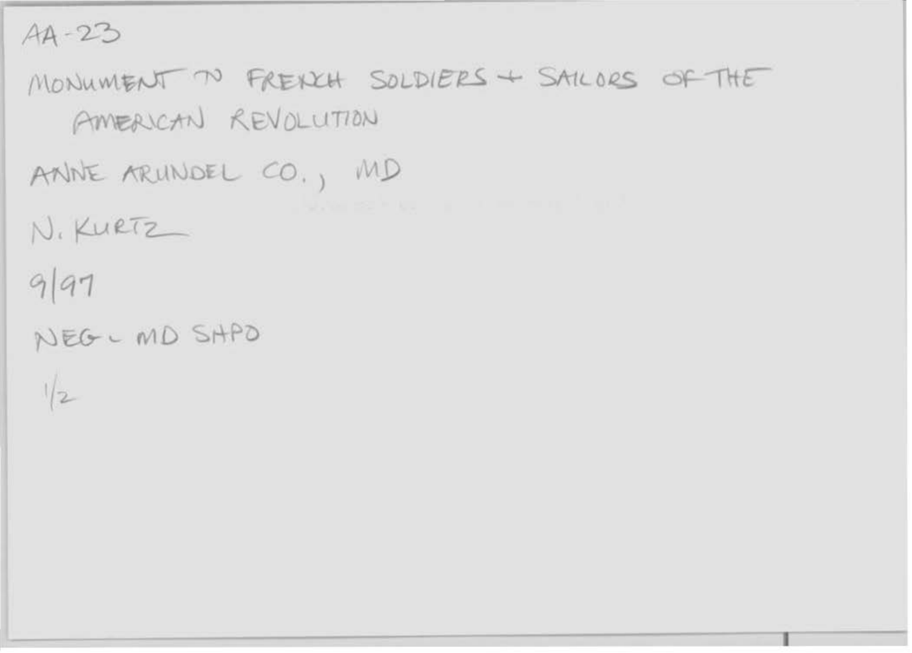AA-23

MONUMENT TO FRENCH SOLDIERS + SAILORS OF THE AMERICAN REVOLUTION

ANNE ARUNDEL CO., MD

N. KURTZ

9/97

NEG - MD SHPO

1/2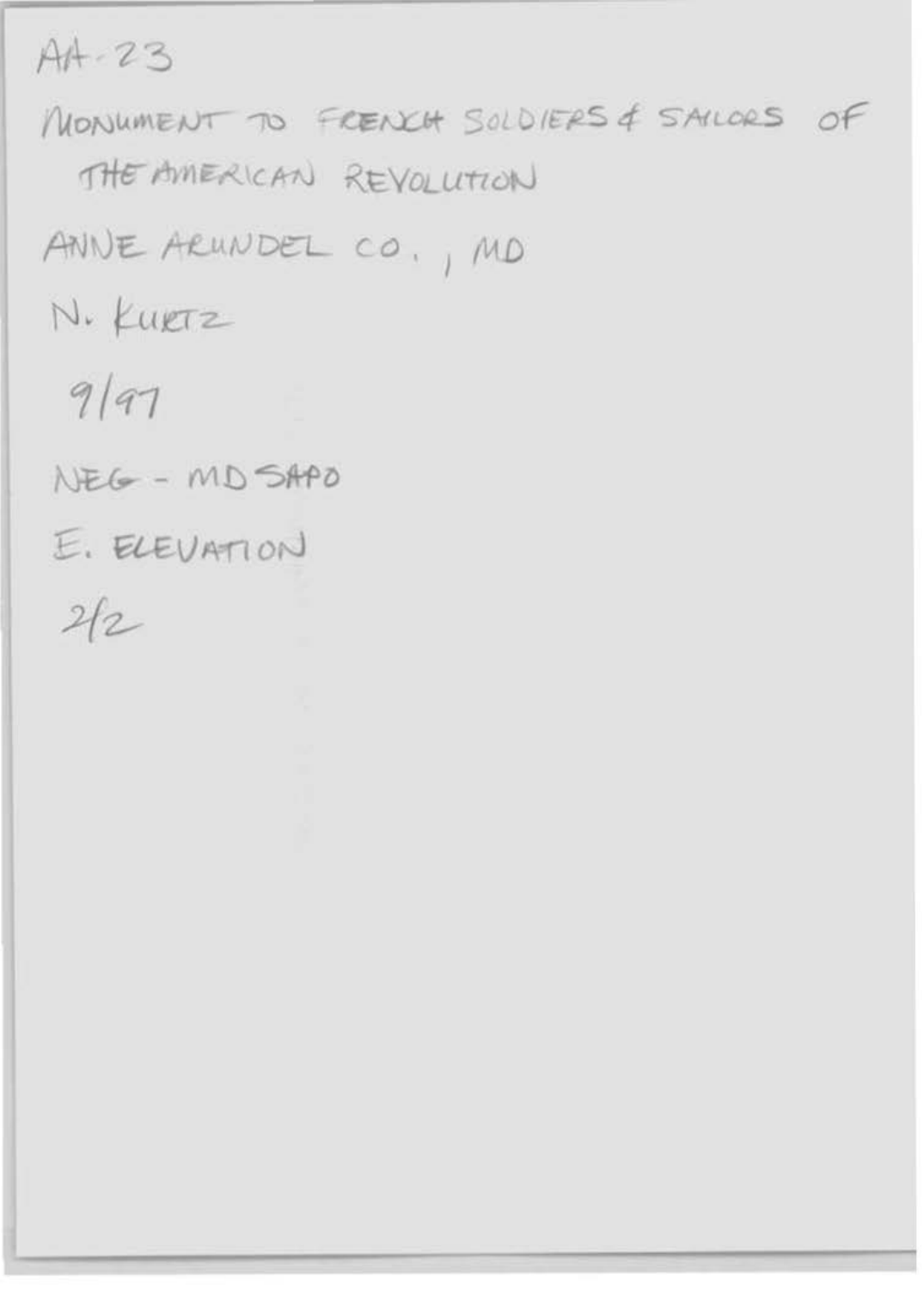AA-23

MONUMENT TO FRENCH SOLDIERS & SAILORS OF THE AMERICAN REVOLUTION

ANNE ARUNDEL CO., MD

N. KURTZ

9/97

NEG - MD SHPO

E. ELEVATION

2/2